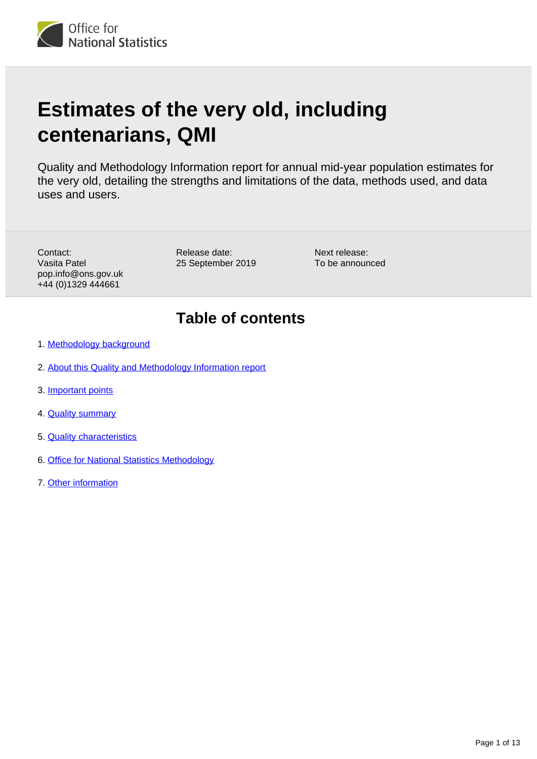Office for National Statistics

# Estimates of the very old, including centenarians, QMI

Quality and Methodology Information report for annual mid-year population estimates for the very old, detailing the strengths and limitations of the data, methods used, and data uses and users.

Contact:
Vasita Patel
pop.info@ons.gov.uk
+44 (0)1329 444661

Release date:
25 September 2019

Next release:
To be announced

## Table of contents

1. Methodology background
2. About this Quality and Methodology Information report
3. Important points
4. Quality summary
5. Quality characteristics
6. Office for National Statistics Methodology
7. Other information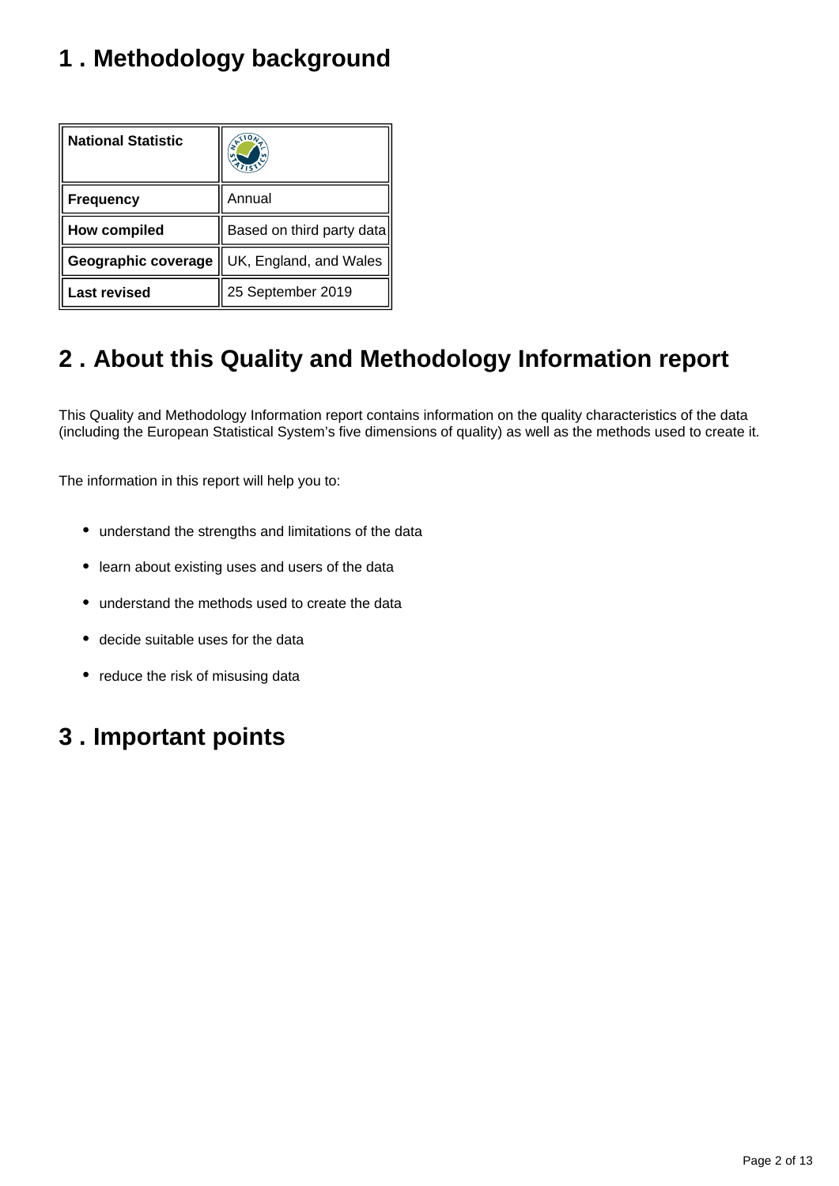## 1 . Methodology background

| National Statistic | |
|---|---|
| **Frequency** | Annual |
| **How compiled** | Based on third party data |
| **Geographic coverage** | UK, England, and Wales |
| **Last revised** | 25 September 2019 |

## 2 . About this Quality and Methodology Information report

This Quality and Methodology Information report contains information on the quality characteristics of the data (including the European Statistical System's five dimensions of quality) as well as the methods used to create it.

The information in this report will help you to:

- understand the strengths and limitations of the data
- learn about existing uses and users of the data
- understand the methods used to create the data
- decide suitable uses for the data
- reduce the risk of misusing data

## 3 . Important points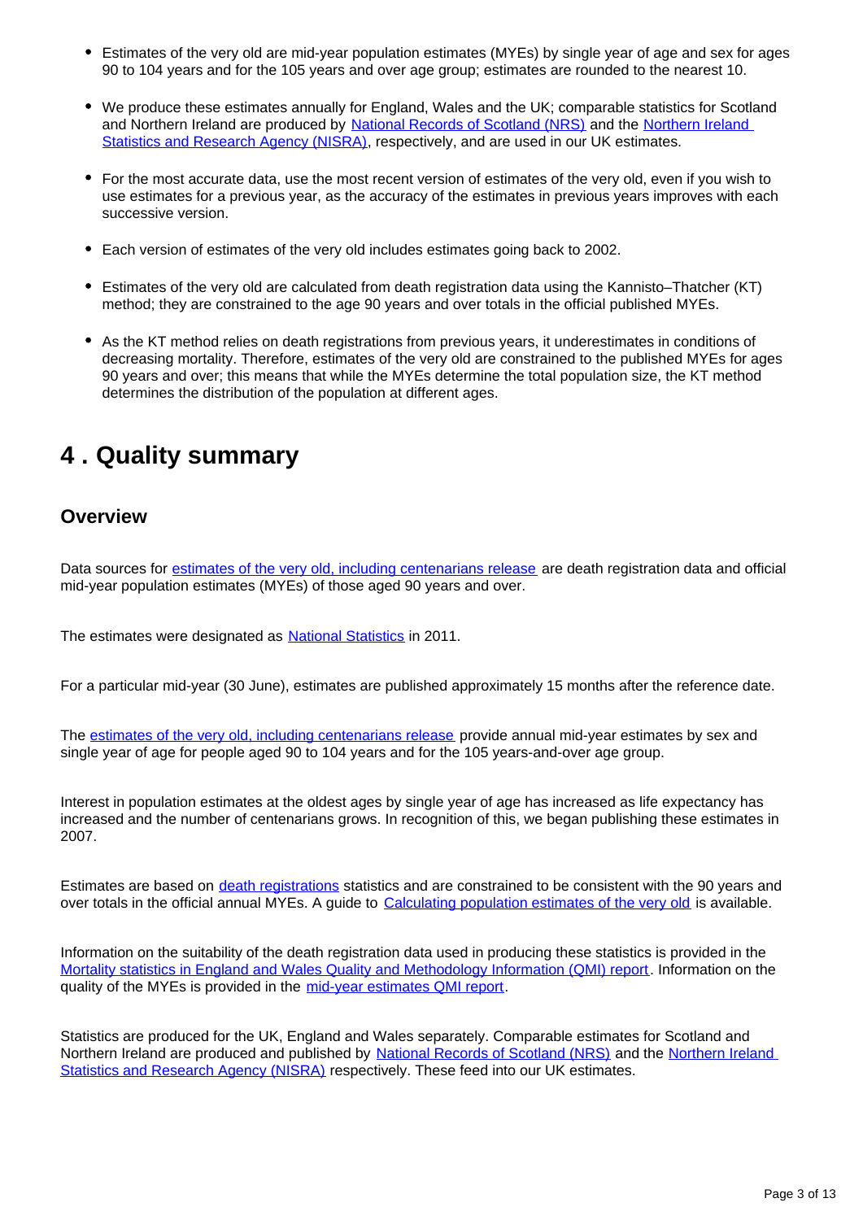- Estimates of the very old are mid-year population estimates (MYEs) by single year of age and sex for ages 90 to 104 years and for the 105 years and over age group; estimates are rounded to the nearest 10.
- We produce these estimates annually for England, Wales and the UK; comparable statistics for Scotland and Northern Ireland are produced by National Records of Scotland (NRS) and the Northern Ireland Statistics and Research Agency (NISRA), respectively, and are used in our UK estimates.
- For the most accurate data, use the most recent version of estimates of the very old, even if you wish to use estimates for a previous year, as the accuracy of the estimates in previous years improves with each successive version.
- Each version of estimates of the very old includes estimates going back to 2002.
- Estimates of the very old are calculated from death registration data using the Kannisto–Thatcher (KT) method; they are constrained to the age 90 years and over totals in the official published MYEs.
- As the KT method relies on death registrations from previous years, it underestimates in conditions of decreasing mortality. Therefore, estimates of the very old are constrained to the published MYEs for ages 90 years and over; this means that while the MYEs determine the total population size, the KT method determines the distribution of the population at different ages.

# 4 . Quality summary

## Overview

Data sources for estimates of the very old, including centenarians release are death registration data and official mid-year population estimates (MYEs) of those aged 90 years and over.

The estimates were designated as National Statistics in 2011.

For a particular mid-year (30 June), estimates are published approximately 15 months after the reference date.

The estimates of the very old, including centenarians release provide annual mid-year estimates by sex and single year of age for people aged 90 to 104 years and for the 105 years-and-over age group.

Interest in population estimates at the oldest ages by single year of age has increased as life expectancy has increased and the number of centenarians grows. In recognition of this, we began publishing these estimates in 2007.

Estimates are based on death registrations statistics and are constrained to be consistent with the 90 years and over totals in the official annual MYEs. A guide to Calculating population estimates of the very old is available.

Information on the suitability of the death registration data used in producing these statistics is provided in the Mortality statistics in England and Wales Quality and Methodology Information (QMI) report. Information on the quality of the MYEs is provided in the mid-year estimates QMI report.

Statistics are produced for the UK, England and Wales separately. Comparable estimates for Scotland and Northern Ireland are produced and published by National Records of Scotland (NRS) and the Northern Ireland Statistics and Research Agency (NISRA) respectively. These feed into our UK estimates.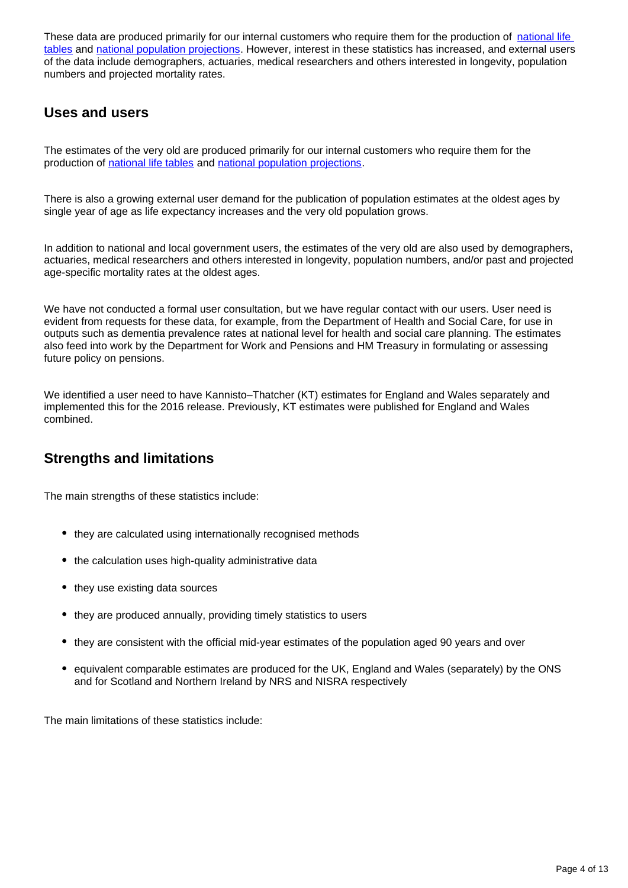These data are produced primarily for our internal customers who require them for the production of national life tables and national population projections. However, interest in these statistics has increased, and external users of the data include demographers, actuaries, medical researchers and others interested in longevity, population numbers and projected mortality rates.

## Uses and users

The estimates of the very old are produced primarily for our internal customers who require them for the production of national life tables and national population projections.

There is also a growing external user demand for the publication of population estimates at the oldest ages by single year of age as life expectancy increases and the very old population grows.

In addition to national and local government users, the estimates of the very old are also used by demographers, actuaries, medical researchers and others interested in longevity, population numbers, and/or past and projected age-specific mortality rates at the oldest ages.

We have not conducted a formal user consultation, but we have regular contact with our users. User need is evident from requests for these data, for example, from the Department of Health and Social Care, for use in outputs such as dementia prevalence rates at national level for health and social care planning. The estimates also feed into work by the Department for Work and Pensions and HM Treasury in formulating or assessing future policy on pensions.

We identified a user need to have Kannisto–Thatcher (KT) estimates for England and Wales separately and implemented this for the 2016 release. Previously, KT estimates were published for England and Wales combined.

## Strengths and limitations

The main strengths of these statistics include:

- they are calculated using internationally recognised methods
- the calculation uses high-quality administrative data
- they use existing data sources
- they are produced annually, providing timely statistics to users
- they are consistent with the official mid-year estimates of the population aged 90 years and over
- equivalent comparable estimates are produced for the UK, England and Wales (separately) by the ONS and for Scotland and Northern Ireland by NRS and NISRA respectively

The main limitations of these statistics include: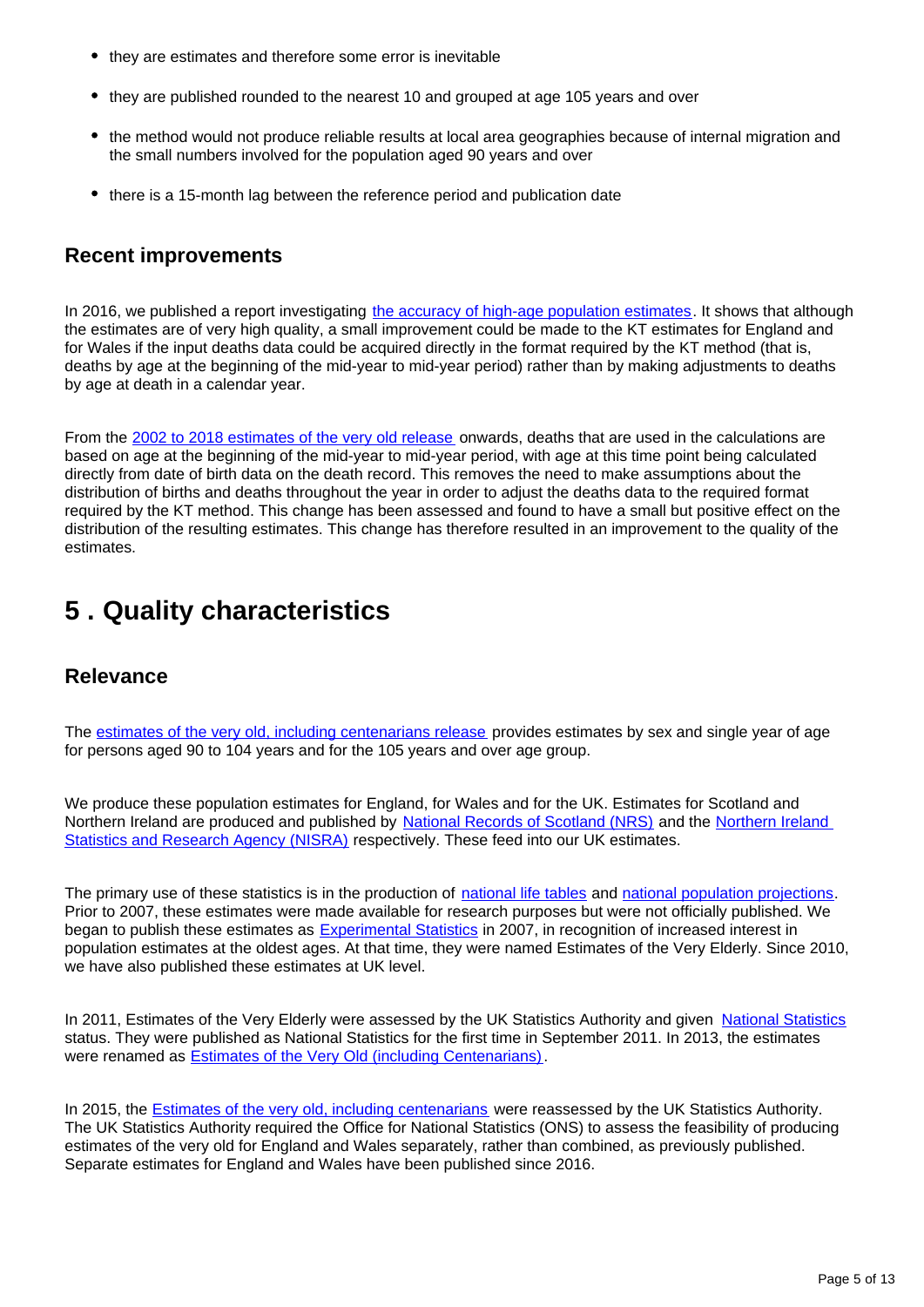- they are estimates and therefore some error is inevitable
- they are published rounded to the nearest 10 and grouped at age 105 years and over
- the method would not produce reliable results at local area geographies because of internal migration and the small numbers involved for the population aged 90 years and over
- there is a 15-month lag between the reference period and publication date

### Recent improvements

In 2016, we published a report investigating the accuracy of high-age population estimates. It shows that although the estimates are of very high quality, a small improvement could be made to the KT estimates for England and for Wales if the input deaths data could be acquired directly in the format required by the KT method (that is, deaths by age at the beginning of the mid-year to mid-year period) rather than by making adjustments to deaths by age at death in a calendar year.

From the 2002 to 2018 estimates of the very old release onwards, deaths that are used in the calculations are based on age at the beginning of the mid-year to mid-year period, with age at this time point being calculated directly from date of birth data on the death record. This removes the need to make assumptions about the distribution of births and deaths throughout the year in order to adjust the deaths data to the required format required by the KT method. This change has been assessed and found to have a small but positive effect on the distribution of the resulting estimates. This change has therefore resulted in an improvement to the quality of the estimates.

## 5 . Quality characteristics

### Relevance

The estimates of the very old, including centenarians release provides estimates by sex and single year of age for persons aged 90 to 104 years and for the 105 years and over age group.

We produce these population estimates for England, for Wales and for the UK. Estimates for Scotland and Northern Ireland are produced and published by National Records of Scotland (NRS) and the Northern Ireland Statistics and Research Agency (NISRA) respectively. These feed into our UK estimates.

The primary use of these statistics is in the production of national life tables and national population projections. Prior to 2007, these estimates were made available for research purposes but were not officially published. We began to publish these estimates as Experimental Statistics in 2007, in recognition of increased interest in population estimates at the oldest ages. At that time, they were named Estimates of the Very Elderly. Since 2010, we have also published these estimates at UK level.

In 2011, Estimates of the Very Elderly were assessed by the UK Statistics Authority and given National Statistics status. They were published as National Statistics for the first time in September 2011. In 2013, the estimates were renamed as Estimates of the Very Old (including Centenarians).

In 2015, the Estimates of the very old, including centenarians were reassessed by the UK Statistics Authority. The UK Statistics Authority required the Office for National Statistics (ONS) to assess the feasibility of producing estimates of the very old for England and Wales separately, rather than combined, as previously published. Separate estimates for England and Wales have been published since 2016.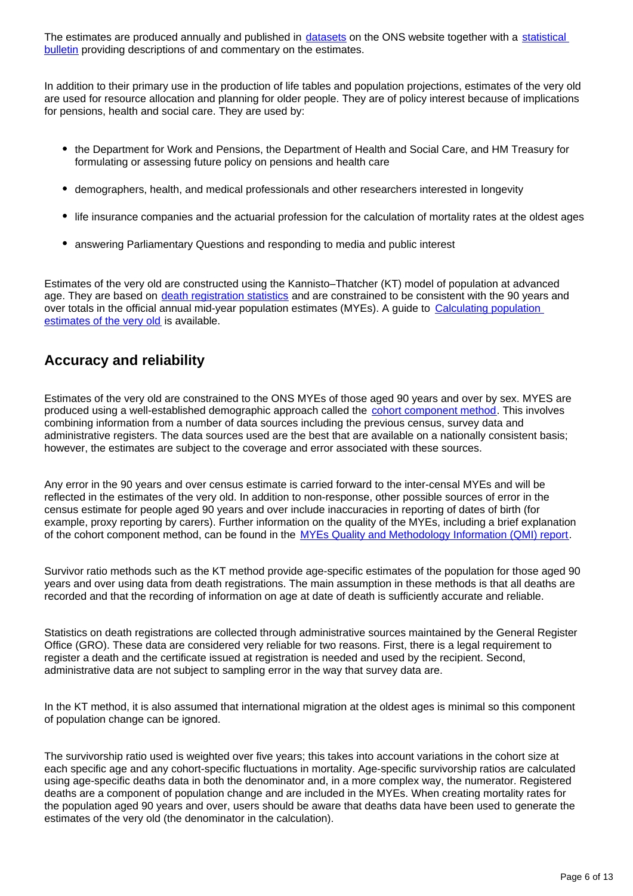The estimates are produced annually and published in datasets on the ONS website together with a statistical bulletin providing descriptions of and commentary on the estimates.

In addition to their primary use in the production of life tables and population projections, estimates of the very old are used for resource allocation and planning for older people. They are of policy interest because of implications for pensions, health and social care. They are used by:

- the Department for Work and Pensions, the Department of Health and Social Care, and HM Treasury for formulating or assessing future policy on pensions and health care
- demographers, health, and medical professionals and other researchers interested in longevity
- life insurance companies and the actuarial profession for the calculation of mortality rates at the oldest ages
- answering Parliamentary Questions and responding to media and public interest

Estimates of the very old are constructed using the Kannisto–Thatcher (KT) model of population at advanced age. They are based on death registration statistics and are constrained to be consistent with the 90 years and over totals in the official annual mid-year population estimates (MYEs). A guide to Calculating population estimates of the very old is available.

## Accuracy and reliability

Estimates of the very old are constrained to the ONS MYEs of those aged 90 years and over by sex. MYES are produced using a well-established demographic approach called the cohort component method. This involves combining information from a number of data sources including the previous census, survey data and administrative registers. The data sources used are the best that are available on a nationally consistent basis; however, the estimates are subject to the coverage and error associated with these sources.

Any error in the 90 years and over census estimate is carried forward to the inter-censal MYEs and will be reflected in the estimates of the very old. In addition to non-response, other possible sources of error in the census estimate for people aged 90 years and over include inaccuracies in reporting of dates of birth (for example, proxy reporting by carers). Further information on the quality of the MYEs, including a brief explanation of the cohort component method, can be found in the MYEs Quality and Methodology Information (QMI) report.

Survivor ratio methods such as the KT method provide age-specific estimates of the population for those aged 90 years and over using data from death registrations. The main assumption in these methods is that all deaths are recorded and that the recording of information on age at date of death is sufficiently accurate and reliable.

Statistics on death registrations are collected through administrative sources maintained by the General Register Office (GRO). These data are considered very reliable for two reasons. First, there is a legal requirement to register a death and the certificate issued at registration is needed and used by the recipient. Second, administrative data are not subject to sampling error in the way that survey data are.

In the KT method, it is also assumed that international migration at the oldest ages is minimal so this component of population change can be ignored.

The survivorship ratio used is weighted over five years; this takes into account variations in the cohort size at each specific age and any cohort-specific fluctuations in mortality. Age-specific survivorship ratios are calculated using age-specific deaths data in both the denominator and, in a more complex way, the numerator. Registered deaths are a component of population change and are included in the MYEs. When creating mortality rates for the population aged 90 years and over, users should be aware that deaths data have been used to generate the estimates of the very old (the denominator in the calculation).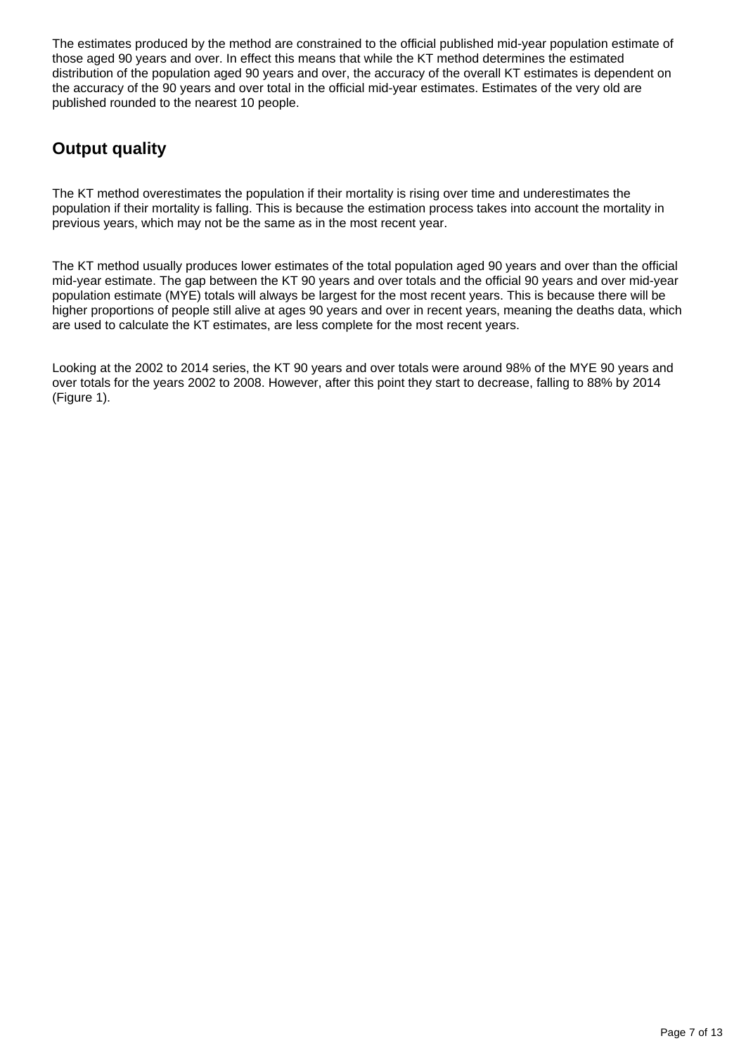The estimates produced by the method are constrained to the official published mid-year population estimate of those aged 90 years and over. In effect this means that while the KT method determines the estimated distribution of the population aged 90 years and over, the accuracy of the overall KT estimates is dependent on the accuracy of the 90 years and over total in the official mid-year estimates. Estimates of the very old are published rounded to the nearest 10 people.

## Output quality

The KT method overestimates the population if their mortality is rising over time and underestimates the population if their mortality is falling. This is because the estimation process takes into account the mortality in previous years, which may not be the same as in the most recent year.

The KT method usually produces lower estimates of the total population aged 90 years and over than the official mid-year estimate. The gap between the KT 90 years and over totals and the official 90 years and over mid-year population estimate (MYE) totals will always be largest for the most recent years. This is because there will be higher proportions of people still alive at ages 90 years and over in recent years, meaning the deaths data, which are used to calculate the KT estimates, are less complete for the most recent years.

Looking at the 2002 to 2014 series, the KT 90 years and over totals were around 98% of the MYE 90 years and over totals for the years 2002 to 2008. However, after this point they start to decrease, falling to 88% by 2014 (Figure 1).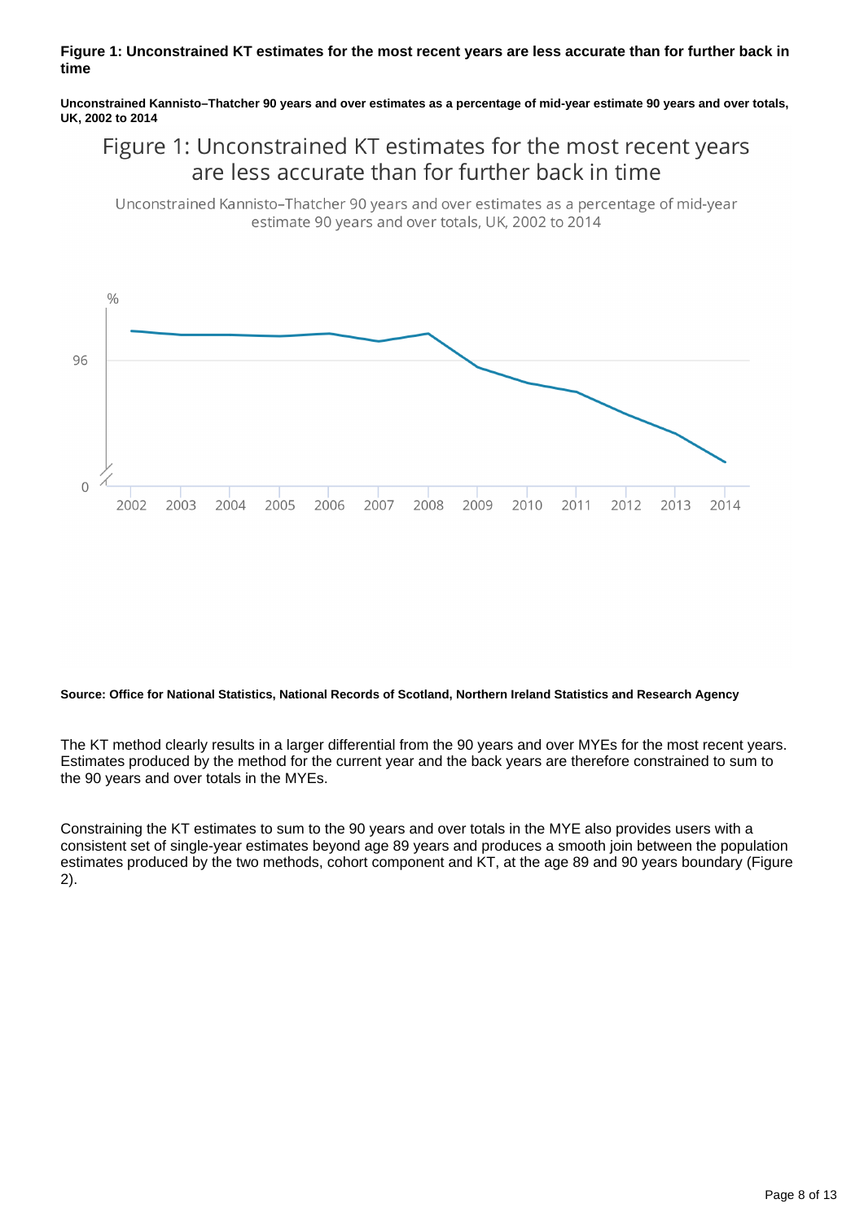**Figure 1: Unconstrained KT estimates for the most recent years are less accurate than for further back in time**

**Unconstrained Kannisto–Thatcher 90 years and over estimates as a percentage of mid-year estimate 90 years and over totals, UK, 2002 to 2014**

**Source: Office for National Statistics, National Records of Scotland, Northern Ireland Statistics and Research Agency**

The KT method clearly results in a larger differential from the 90 years and over MYEs for the most recent years. Estimates produced by the method for the current year and the back years are therefore constrained to sum to the 90 years and over totals in the MYEs.

Constraining the KT estimates to sum to the 90 years and over totals in the MYE also provides users with a consistent set of single-year estimates beyond age 89 years and produces a smooth join between the population estimates produced by the two methods, cohort component and KT, at the age 89 and 90 years boundary (Figure 2).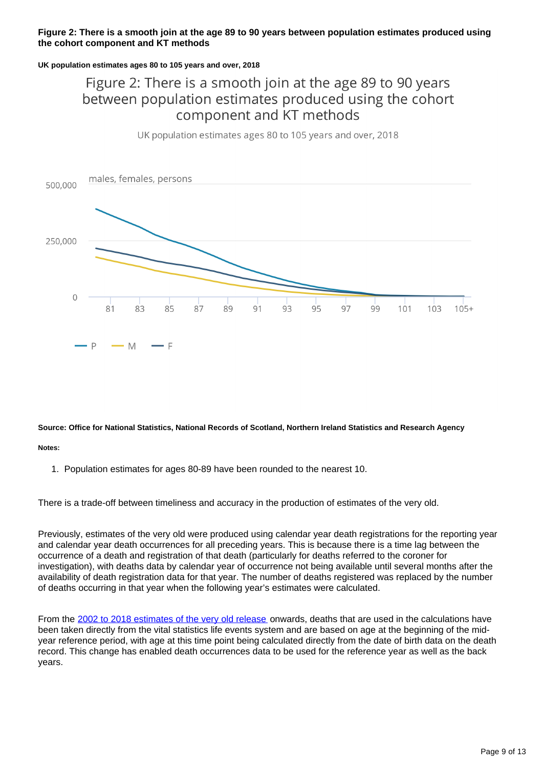**Figure 2: There is a smooth join at the age 89 to 90 years between population estimates produced using the cohort component and KT methods**

**UK population estimates ages 80 to 105 years and over, 2018**

**Source: Office for National Statistics, National Records of Scotland, Northern Ireland Statistics and Research Agency**

**Notes:**

1. Population estimates for ages 80-89 have been rounded to the nearest 10.

There is a trade-off between timeliness and accuracy in the production of estimates of the very old.

Previously, estimates of the very old were produced using calendar year death registrations for the reporting year and calendar year death occurrences for all preceding years. This is because there is a time lag between the occurrence of a death and registration of that death (particularly for deaths referred to the coroner for investigation), with deaths data by calendar year of occurrence not being available until several months after the availability of death registration data for that year. The number of deaths registered was replaced by the number of deaths occurring in that year when the following year's estimates were calculated.

From the 2002 to 2018 estimates of the very old release onwards, deaths that are used in the calculations have been taken directly from the vital statistics life events system and are based on age at the beginning of the mid-year reference period, with age at this time point being calculated directly from the date of birth data on the death record. This change has enabled death occurrences data to be used for the reference year as well as the back years.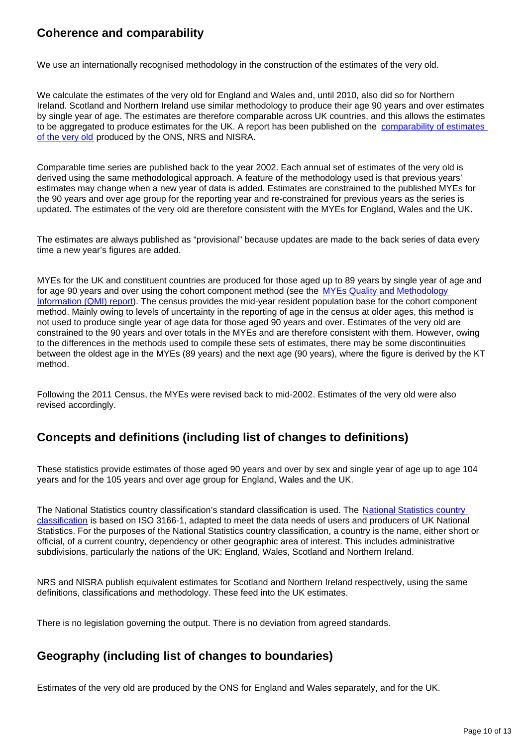## Coherence and comparability

We use an internationally recognised methodology in the construction of the estimates of the very old.

We calculate the estimates of the very old for England and Wales and, until 2010, also did so for Northern Ireland. Scotland and Northern Ireland use similar methodology to produce their age 90 years and over estimates by single year of age. The estimates are therefore comparable across UK countries, and this allows the estimates to be aggregated to produce estimates for the UK. A report has been published on the comparability of estimates of the very old produced by the ONS, NRS and NISRA.

Comparable time series are published back to the year 2002. Each annual set of estimates of the very old is derived using the same methodological approach. A feature of the methodology used is that previous years' estimates may change when a new year of data is added. Estimates are constrained to the published MYEs for the 90 years and over age group for the reporting year and re-constrained for previous years as the series is updated. The estimates of the very old are therefore consistent with the MYEs for England, Wales and the UK.

The estimates are always published as "provisional" because updates are made to the back series of data every time a new year's figures are added.

MYEs for the UK and constituent countries are produced for those aged up to 89 years by single year of age and for age 90 years and over using the cohort component method (see the MYEs Quality and Methodology Information (QMI) report). The census provides the mid-year resident population base for the cohort component method. Mainly owing to levels of uncertainty in the reporting of age in the census at older ages, this method is not used to produce single year of age data for those aged 90 years and over. Estimates of the very old are constrained to the 90 years and over totals in the MYEs and are therefore consistent with them. However, owing to the differences in the methods used to compile these sets of estimates, there may be some discontinuities between the oldest age in the MYEs (89 years) and the next age (90 years), where the figure is derived by the KT method.

Following the 2011 Census, the MYEs were revised back to mid-2002. Estimates of the very old were also revised accordingly.

## Concepts and definitions (including list of changes to definitions)

These statistics provide estimates of those aged 90 years and over by sex and single year of age up to age 104 years and for the 105 years and over age group for England, Wales and the UK.

The National Statistics country classification's standard classification is used. The National Statistics country classification is based on ISO 3166-1, adapted to meet the data needs of users and producers of UK National Statistics. For the purposes of the National Statistics country classification, a country is the name, either short or official, of a current country, dependency or other geographic area of interest. This includes administrative subdivisions, particularly the nations of the UK: England, Wales, Scotland and Northern Ireland.

NRS and NISRA publish equivalent estimates for Scotland and Northern Ireland respectively, using the same definitions, classifications and methodology. These feed into the UK estimates.

There is no legislation governing the output. There is no deviation from agreed standards.

## Geography (including list of changes to boundaries)

Estimates of the very old are produced by the ONS for England and Wales separately, and for the UK.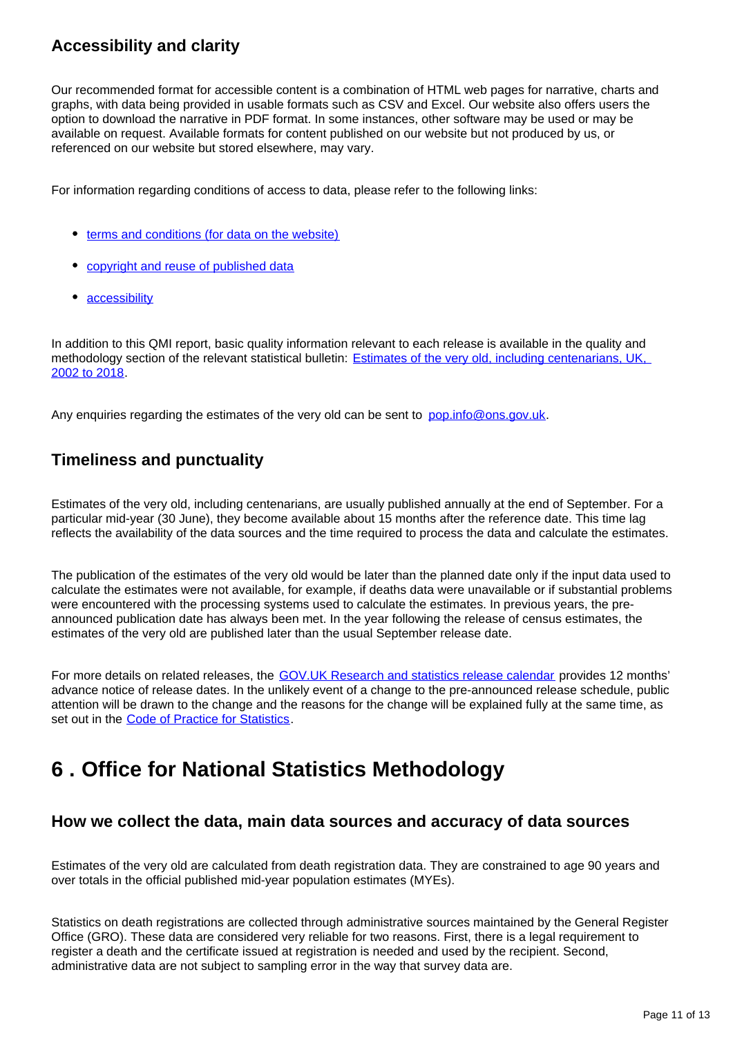### Accessibility and clarity

Our recommended format for accessible content is a combination of HTML web pages for narrative, charts and graphs, with data being provided in usable formats such as CSV and Excel. Our website also offers users the option to download the narrative in PDF format. In some instances, other software may be used or may be available on request. Available formats for content published on our website but not produced by us, or referenced on our website but stored elsewhere, may vary.

For information regarding conditions of access to data, please refer to the following links:

- terms and conditions (for data on the website)
- copyright and reuse of published data
- accessibility

In addition to this QMI report, basic quality information relevant to each release is available in the quality and methodology section of the relevant statistical bulletin: Estimates of the very old, including centenarians, UK, 2002 to 2018.

Any enquiries regarding the estimates of the very old can be sent to pop.info@ons.gov.uk.

### Timeliness and punctuality

Estimates of the very old, including centenarians, are usually published annually at the end of September. For a particular mid-year (30 June), they become available about 15 months after the reference date. This time lag reflects the availability of the data sources and the time required to process the data and calculate the estimates.

The publication of the estimates of the very old would be later than the planned date only if the input data used to calculate the estimates were not available, for example, if deaths data were unavailable or if substantial problems were encountered with the processing systems used to calculate the estimates. In previous years, the pre-announced publication date has always been met. In the year following the release of census estimates, the estimates of the very old are published later than the usual September release date.

For more details on related releases, the GOV.UK Research and statistics release calendar provides 12 months' advance notice of release dates. In the unlikely event of a change to the pre-announced release schedule, public attention will be drawn to the change and the reasons for the change will be explained fully at the same time, as set out in the Code of Practice for Statistics.

## 6 . Office for National Statistics Methodology

### How we collect the data, main data sources and accuracy of data sources

Estimates of the very old are calculated from death registration data. They are constrained to age 90 years and over totals in the official published mid-year population estimates (MYEs).

Statistics on death registrations are collected through administrative sources maintained by the General Register Office (GRO). These data are considered very reliable for two reasons. First, there is a legal requirement to register a death and the certificate issued at registration is needed and used by the recipient. Second, administrative data are not subject to sampling error in the way that survey data are.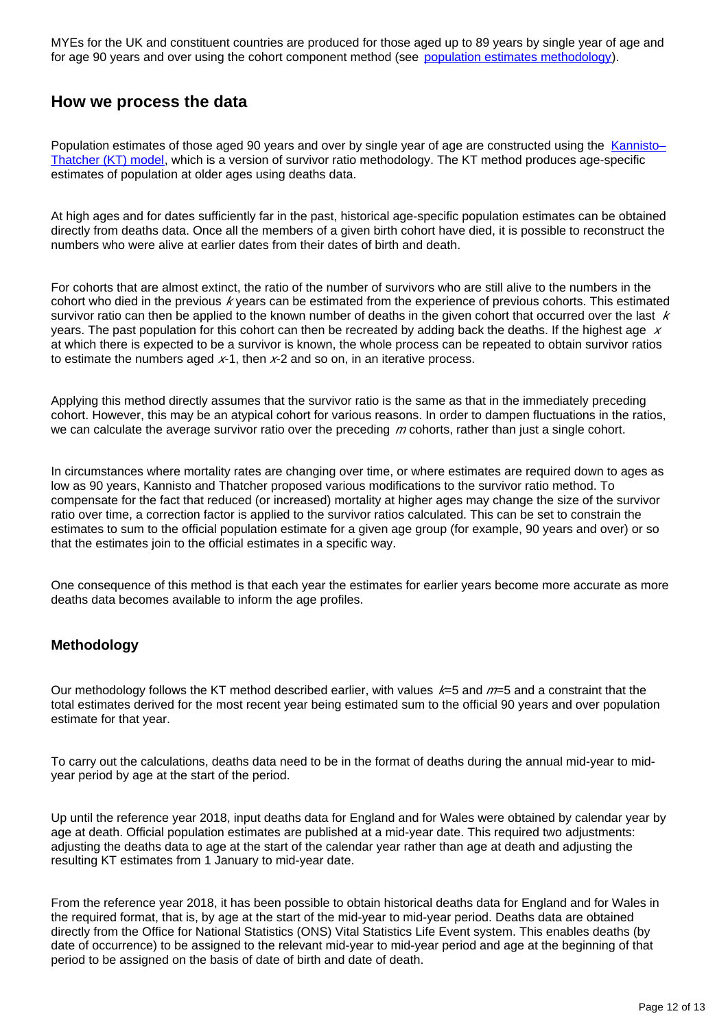MYEs for the UK and constituent countries are produced for those aged up to 89 years by single year of age and for age 90 years and over using the cohort component method (see [population estimates methodology](#)).

## How we process the data

Population estimates of those aged 90 years and over by single year of age are constructed using the [Kannisto–Thatcher (KT) model](#), which is a version of survivor ratio methodology. The KT method produces age-specific estimates of population at older ages using deaths data.

At high ages and for dates sufficiently far in the past, historical age-specific population estimates can be obtained directly from deaths data. Once all the members of a given birth cohort have died, it is possible to reconstruct the numbers who were alive at earlier dates from their dates of birth and death.

For cohorts that are almost extinct, the ratio of the number of survivors who are still alive to the numbers in the cohort who died in the previous $k$ years can be estimated from the experience of previous cohorts. This estimated survivor ratio can then be applied to the known number of deaths in the given cohort that occurred over the last $k$ years. The past population for this cohort can then be recreated by adding back the deaths. If the highest age $x$ at which there is expected to be a survivor is known, the whole process can be repeated to obtain survivor ratios to estimate the numbers aged $x$-1, then $x$-2 and so on, in an iterative process.

Applying this method directly assumes that the survivor ratio is the same as that in the immediately preceding cohort. However, this may be an atypical cohort for various reasons. In order to dampen fluctuations in the ratios, we can calculate the average survivor ratio over the preceding $m$ cohorts, rather than just a single cohort.

In circumstances where mortality rates are changing over time, or where estimates are required down to ages as low as 90 years, Kannisto and Thatcher proposed various modifications to the survivor ratio method. To compensate for the fact that reduced (or increased) mortality at higher ages may change the size of the survivor ratio over time, a correction factor is applied to the survivor ratios calculated. This can be set to constrain the estimates to sum to the official population estimate for a given age group (for example, 90 years and over) or so that the estimates join to the official estimates in a specific way.

One consequence of this method is that each year the estimates for earlier years become more accurate as more deaths data becomes available to inform the age profiles.

### Methodology

Our methodology follows the KT method described earlier, with values $k$=5 and $m$=5 and a constraint that the total estimates derived for the most recent year being estimated sum to the official 90 years and over population estimate for that year.

To carry out the calculations, deaths data need to be in the format of deaths during the annual mid-year to mid-year period by age at the start of the period.

Up until the reference year 2018, input deaths data for England and for Wales were obtained by calendar year by age at death. Official population estimates are published at a mid-year date. This required two adjustments: adjusting the deaths data to age at the start of the calendar year rather than age at death and adjusting the resulting KT estimates from 1 January to mid-year date.

From the reference year 2018, it has been possible to obtain historical deaths data for England and for Wales in the required format, that is, by age at the start of the mid-year to mid-year period. Deaths data are obtained directly from the Office for National Statistics (ONS) Vital Statistics Life Event system. This enables deaths (by date of occurrence) to be assigned to the relevant mid-year to mid-year period and age at the beginning of that period to be assigned on the basis of date of birth and date of death.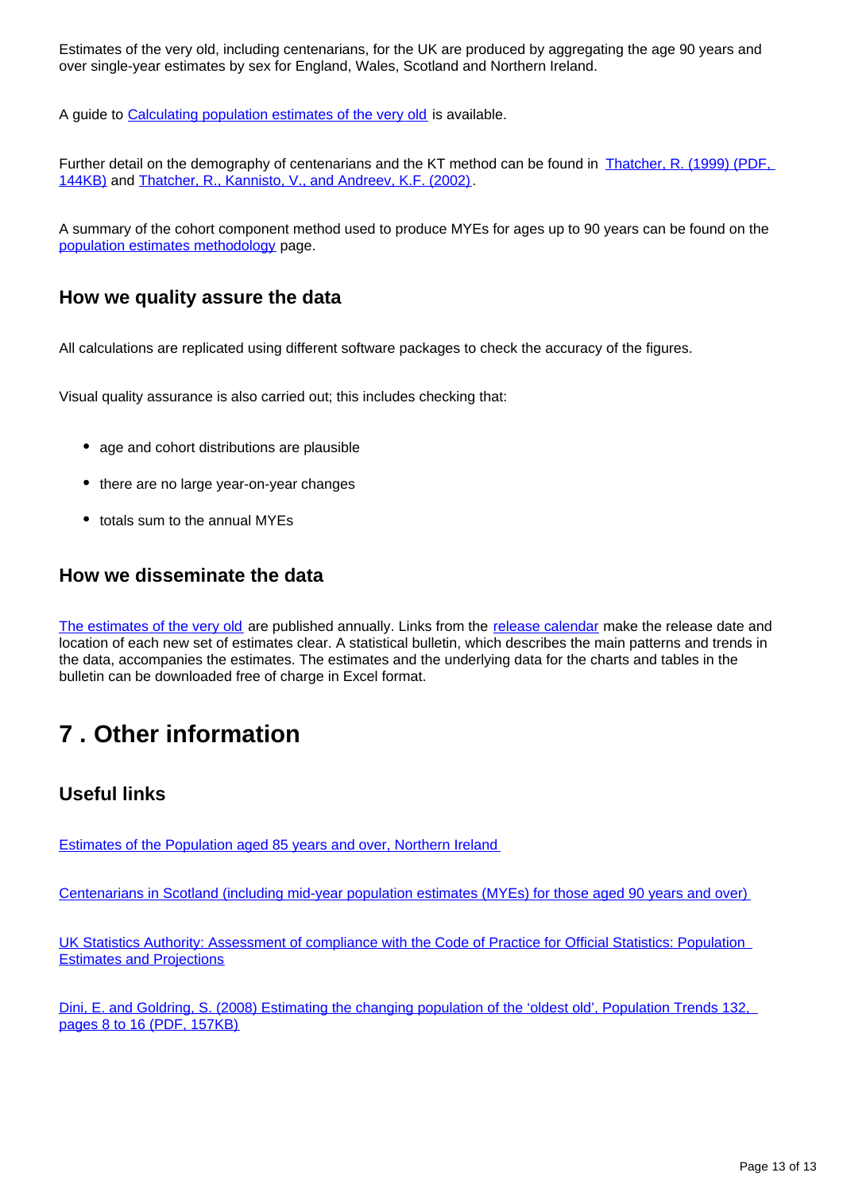Estimates of the very old, including centenarians, for the UK are produced by aggregating the age 90 years and over single-year estimates by sex for England, Wales, Scotland and Northern Ireland.

A guide to Calculating population estimates of the very old is available.

Further detail on the demography of centenarians and the KT method can be found in Thatcher, R. (1999) (PDF, 144KB) and Thatcher, R., Kannisto, V., and Andreev, K.F. (2002).

A summary of the cohort component method used to produce MYEs for ages up to 90 years can be found on the population estimates methodology page.

### How we quality assure the data

All calculations are replicated using different software packages to check the accuracy of the figures.

Visual quality assurance is also carried out; this includes checking that:

- age and cohort distributions are plausible
- there are no large year-on-year changes
- totals sum to the annual MYEs

### How we disseminate the data

The estimates of the very old are published annually. Links from the release calendar make the release date and location of each new set of estimates clear. A statistical bulletin, which describes the main patterns and trends in the data, accompanies the estimates. The estimates and the underlying data for the charts and tables in the bulletin can be downloaded free of charge in Excel format.

## 7 . Other information

### Useful links

Estimates of the Population aged 85 years and over, Northern Ireland

Centenarians in Scotland (including mid-year population estimates (MYEs) for those aged 90 years and over)

UK Statistics Authority: Assessment of compliance with the Code of Practice for Official Statistics: Population Estimates and Projections

Dini, E. and Goldring, S. (2008) Estimating the changing population of the 'oldest old', Population Trends 132, pages 8 to 16 (PDF, 157KB)